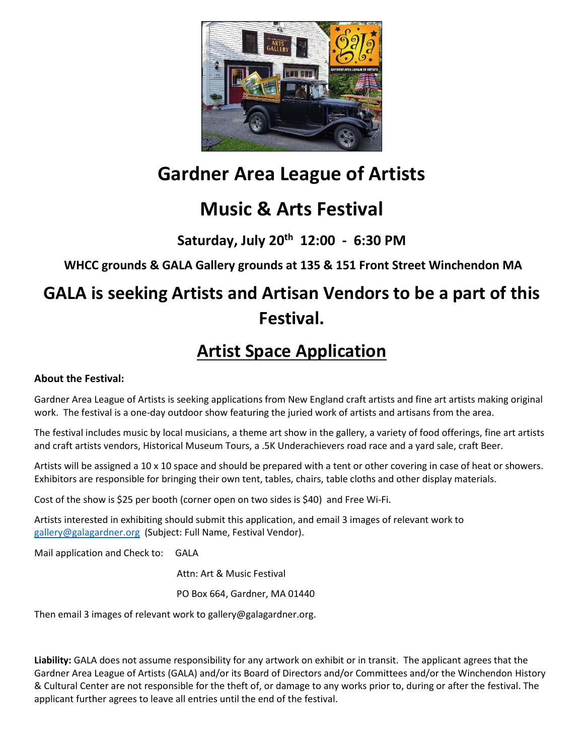# Gardner Area League of Artists

# Music & Arts Festival

### Saturday, July 20th 12:00 - 6:30 PM

#### WHCC grounds & GALA Gallery grounds at 135 & 151 Front Street Winchendon MA

## GALA is seeking Artists and Artisan Vendors to be a part of this Festival.

## Artist Space Application

**About the Festival:**

Gardner Area League of Artists is seeking applications from New England craft artists and fine art artists making original work. The festival is a one-day outdoor show featuring the juried work of artists and artisans from the area.

The festival includes music by local musicians, a theme art show in the gallery, a variety of food offerings, fine art artists and craft artists vendors, Historical Museum Tours, a .5K Underachievers road race and a yard sale, craft Beer.

Artists will be assigned a 10 x 10 space and should be prepared with a tent or other covering in case of heat or showers. Exhibitors are responsible for bringing their own tent, tables, chairs, table cloths and other display materials.

Cost of the show is $25 per booth (corner open on two sides is $40) and Free Wi-Fi.

Artists interested in exhibiting should submit this application, and email 3 images of relevant work to gallery@galagardner.org (Subject: Full Name, Festival Vendor).

Mail application and Check to: GALA

Attn: Art & Music Festival

PO Box 664, Gardner, MA 01440

Then email 3 images of relevant work to gallery@galagardner.org.

**Liability:** GALA does not assume responsibility for any artwork on exhibit or in transit. The applicant agrees that the Gardner Area League of Artists (GALA) and/or its Board of Directors and/or Committees and/or the Winchendon History & Cultural Center are not responsible for the theft of, or damage to any works prior to, during or after the festival. The applicant further agrees to leave all entries until the end of the festival.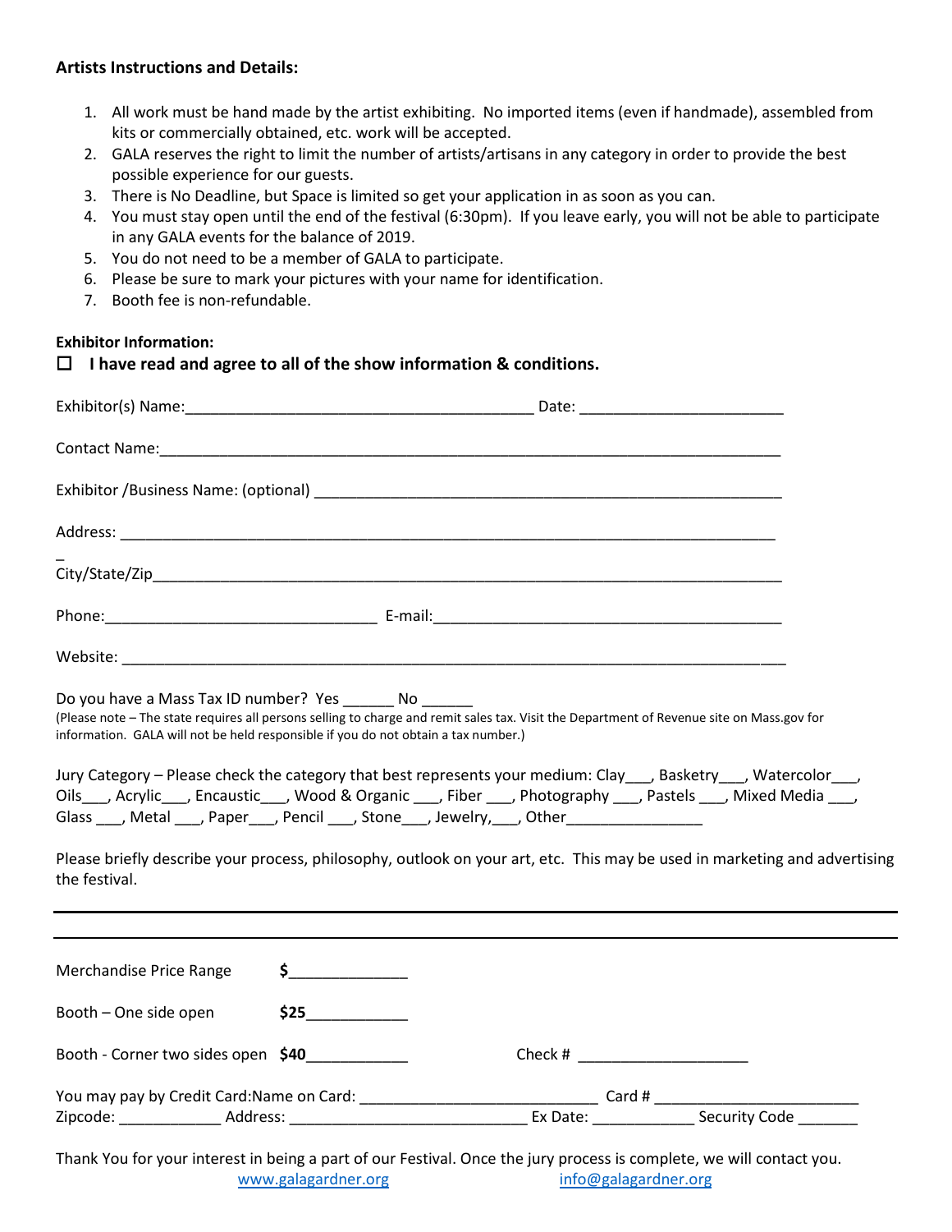**Artists Instructions and Details:**

1. All work must be hand made by the artist exhibiting. No imported items (even if handmade), assembled from kits or commercially obtained, etc. work will be accepted.
2. GALA reserves the right to limit the number of artists/artisans in any category in order to provide the best possible experience for our guests.
3. There is No Deadline, but Space is limited so get your application in as soon as you can.
4. You must stay open until the end of the festival (6:30pm). If you leave early, you will not be able to participate in any GALA events for the balance of 2019.
5. You do not need to be a member of GALA to participate.
6. Please be sure to mark your pictures with your name for identification.
7. Booth fee is non-refundable.

**Exhibitor Information:**

☐ **I have read and agree to all of the show information & conditions.**

Exhibitor(s) Name:__________________________________________ Date: ________________________

Contact Name:___________________________________________________________________________

Exhibitor /Business Name: (optional) _________________________________________________________

Address: ______________________________________________________________________________
_

City/State/Zip___________________________________________________________________________

Phone:_________________________________ E-mail:__________________________________________

Website: _______________________________________________________________________________

Do you have a Mass Tax ID number? Yes ______ No ______

(Please note – The state requires all persons selling to charge and remit sales tax. Visit the Department of Revenue site on Mass.gov for information. GALA will not be held responsible if you do not obtain a tax number.)

Jury Category – Please check the category that best represents your medium: Clay___, Basketry___, Watercolor___, Oils___, Acrylic___, Encaustic___, Wood & Organic ___, Fiber ___, Photography ___, Pastels ___, Mixed Media ___, Glass ___, Metal ___, Paper___, Pencil ___, Stone___, Jewelry,___, Other________________

Please briefly describe your process, philosophy, outlook on your art, etc. This may be used in marketing and advertising the festival.

---

---

Merchandise Price Range **$**_____________

Booth – One side open **$25**____________

Booth - Corner two sides open **$40**___________ Check # ____________________

You may pay by Credit Card:Name on Card: ____________________________ Card # ________________________

Zipcode: ____________ Address: ____________________________ Ex Date: ____________ Security Code _______

Thank You for your interest in being a part of our Festival. Once the jury process is complete, we will contact you.

www.galagardner.org info@galagardner.org